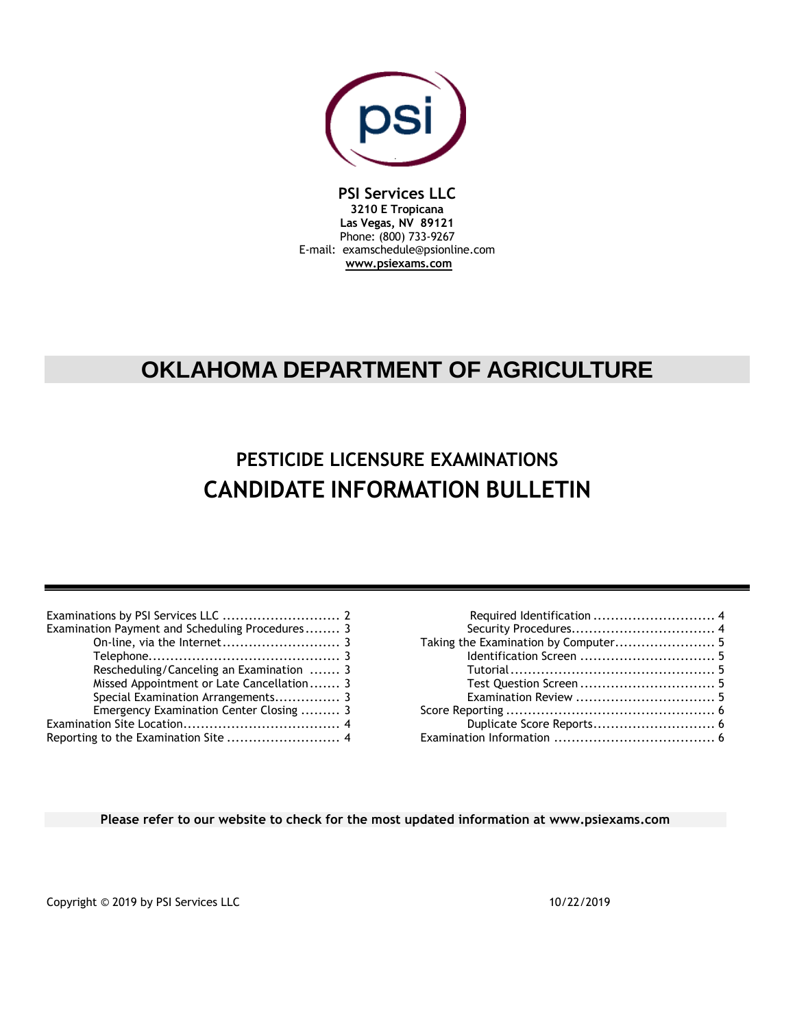**PSI Services LLC**
**3210 E Tropicana**
**Las Vegas, NV 89121**
Phone: (800) 733-9267
E-mail: examschedule@psionline.com
**www.psiexams.com**

# OKLAHOMA DEPARTMENT OF AGRICULTURE

## PESTICIDE LICENSURE EXAMINATIONS
## CANDIDATE INFORMATION BULLETIN

---

- Examinations by PSI Services LLC .......................... 2
- Examination Payment and Scheduling Procedures ........ 3
  - On-line, via the Internet .......................... 3
  - Telephone ............................................ 3
  - Rescheduling/Canceling an Examination ....... 3
  - Missed Appointment or Late Cancellation ....... 3
  - Special Examination Arrangements ............... 3
  - Emergency Examination Center Closing ......... 3
- Examination Site Location .................................... 4
- Reporting to the Examination Site .......................... 4
  - Required Identification ............................ 4
  - Security Procedures ................................. 4
- Taking the Examination by Computer ....................... 5
  - Identification Screen ............................... 5
  - Tutorial .............................................. 5
  - Test Question Screen ............................... 5
  - Examination Review ................................ 5
- Score Reporting ................................................ 6
  - Duplicate Score Reports ............................ 6
- Examination Information ..................................... 6

**Please refer to our website to check for the most updated information at www.psiexams.com**

Copyright © 2019 by PSI Services LLC 10/22/2019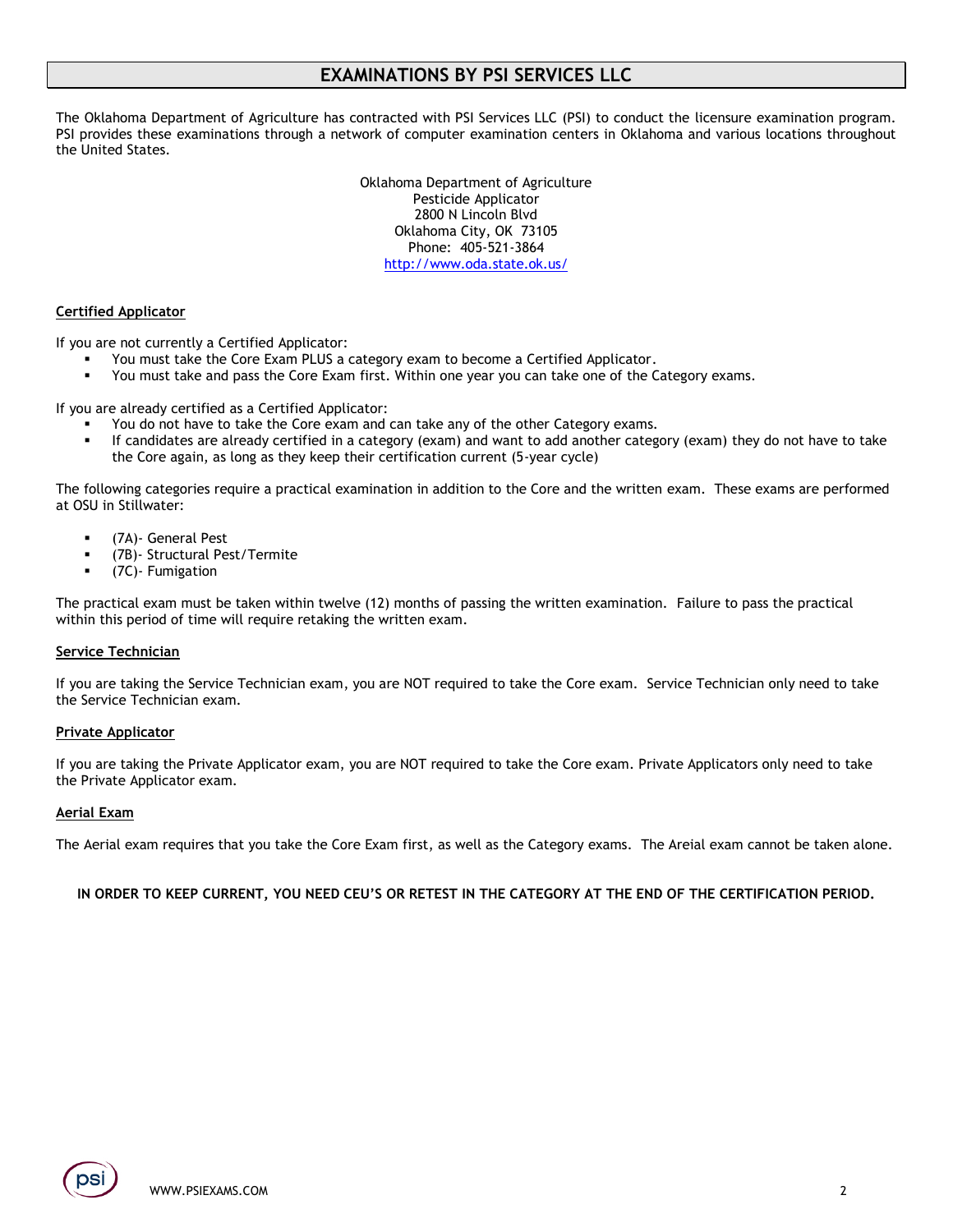## EXAMINATIONS BY PSI SERVICES LLC

The Oklahoma Department of Agriculture has contracted with PSI Services LLC (PSI) to conduct the licensure examination program. PSI provides these examinations through a network of computer examination centers in Oklahoma and various locations throughout the United States.

Oklahoma Department of Agriculture  
Pesticide Applicator  
2800 N Lincoln Blvd  
Oklahoma City, OK 73105  
Phone: 405-521-3864  
http://www.oda.state.ok.us/

**Certified Applicator**

If you are not currently a Certified Applicator:

- You must take the Core Exam PLUS a category exam to become a Certified Applicator.
- You must take and pass the Core Exam first. Within one year you can take one of the Category exams.

If you are already certified as a Certified Applicator:

- You do not have to take the Core exam and can take any of the other Category exams.
- If candidates are already certified in a category (exam) and want to add another category (exam) they do not have to take the Core again, as long as they keep their certification current (5-year cycle)

The following categories require a practical examination in addition to the Core and the written exam. These exams are performed at OSU in Stillwater:

- (7A)- General Pest
- (7B)- Structural Pest/Termite
- (7C)- Fumigation

The practical exam must be taken within twelve (12) months of passing the written examination. Failure to pass the practical within this period of time will require retaking the written exam.

**Service Technician**

If you are taking the Service Technician exam, you are NOT required to take the Core exam. Service Technician only need to take the Service Technician exam.

**Private Applicator**

If you are taking the Private Applicator exam, you are NOT required to take the Core exam. Private Applicators only need to take the Private Applicator exam.

**Aerial Exam**

The Aerial exam requires that you take the Core Exam first, as well as the Category exams. The Areial exam cannot be taken alone.

**IN ORDER TO KEEP CURRENT, YOU NEED CEU'S OR RETEST IN THE CATEGORY AT THE END OF THE CERTIFICATION PERIOD.**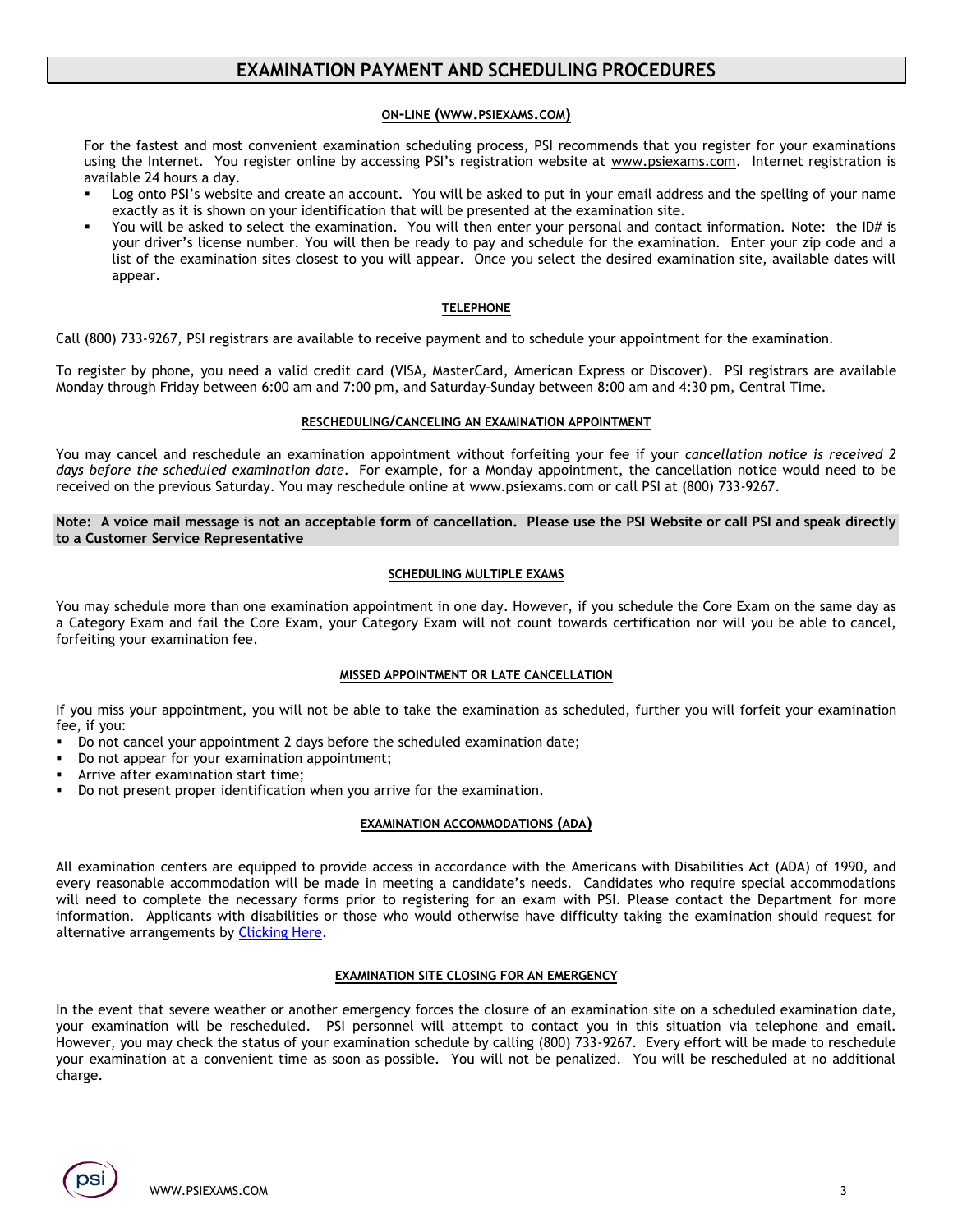# EXAMINATION PAYMENT AND SCHEDULING PROCEDURES

### ON-LINE (WWW.PSIEXAMS.COM)

For the fastest and most convenient examination scheduling process, PSI recommends that you register for your examinations using the Internet. You register online by accessing PSI's registration website at www.psiexams.com. Internet registration is available 24 hours a day.

- Log onto PSI's website and create an account. You will be asked to put in your email address and the spelling of your name exactly as it is shown on your identification that will be presented at the examination site.
- You will be asked to select the examination. You will then enter your personal and contact information. Note: the ID# is your driver's license number. You will then be ready to pay and schedule for the examination. Enter your zip code and a list of the examination sites closest to you will appear. Once you select the desired examination site, available dates will appear.

### TELEPHONE

Call (800) 733-9267, PSI registrars are available to receive payment and to schedule your appointment for the examination.

To register by phone, you need a valid credit card (VISA, MasterCard, American Express or Discover). PSI registrars are available Monday through Friday between 6:00 am and 7:00 pm, and Saturday-Sunday between 8:00 am and 4:30 pm, Central Time.

### RESCHEDULING/CANCELING AN EXAMINATION APPOINTMENT

You may cancel and reschedule an examination appointment without forfeiting your fee if your *cancellation notice is received 2 days before the scheduled examination date*. For example, for a Monday appointment, the cancellation notice would need to be received on the previous Saturday. You may reschedule online at www.psiexams.com or call PSI at (800) 733-9267.

**Note: A voice mail message is not an acceptable form of cancellation. Please use the PSI Website or call PSI and speak directly to a Customer Service Representative**

### SCHEDULING MULTIPLE EXAMS

You may schedule more than one examination appointment in one day. However, if you schedule the Core Exam on the same day as a Category Exam and fail the Core Exam, your Category Exam will not count towards certification nor will you be able to cancel, forfeiting your examination fee.

### MISSED APPOINTMENT OR LATE CANCELLATION

If you miss your appointment, you will not be able to take the examination as scheduled, further you will forfeit your examination fee, if you:

- Do not cancel your appointment 2 days before the scheduled examination date;
- Do not appear for your examination appointment;
- Arrive after examination start time;
- Do not present proper identification when you arrive for the examination.

### EXAMINATION ACCOMMODATIONS (ADA)

All examination centers are equipped to provide access in accordance with the Americans with Disabilities Act (ADA) of 1990, and every reasonable accommodation will be made in meeting a candidate's needs. Candidates who require special accommodations will need to complete the necessary forms prior to registering for an exam with PSI. Please contact the Department for more information. Applicants with disabilities or those who would otherwise have difficulty taking the examination should request for alternative arrangements by Clicking Here.

### EXAMINATION SITE CLOSING FOR AN EMERGENCY

In the event that severe weather or another emergency forces the closure of an examination site on a scheduled examination date, your examination will be rescheduled. PSI personnel will attempt to contact you in this situation via telephone and email. However, you may check the status of your examination schedule by calling (800) 733-9267. Every effort will be made to reschedule your examination at a convenient time as soon as possible. You will not be penalized. You will be rescheduled at no additional charge.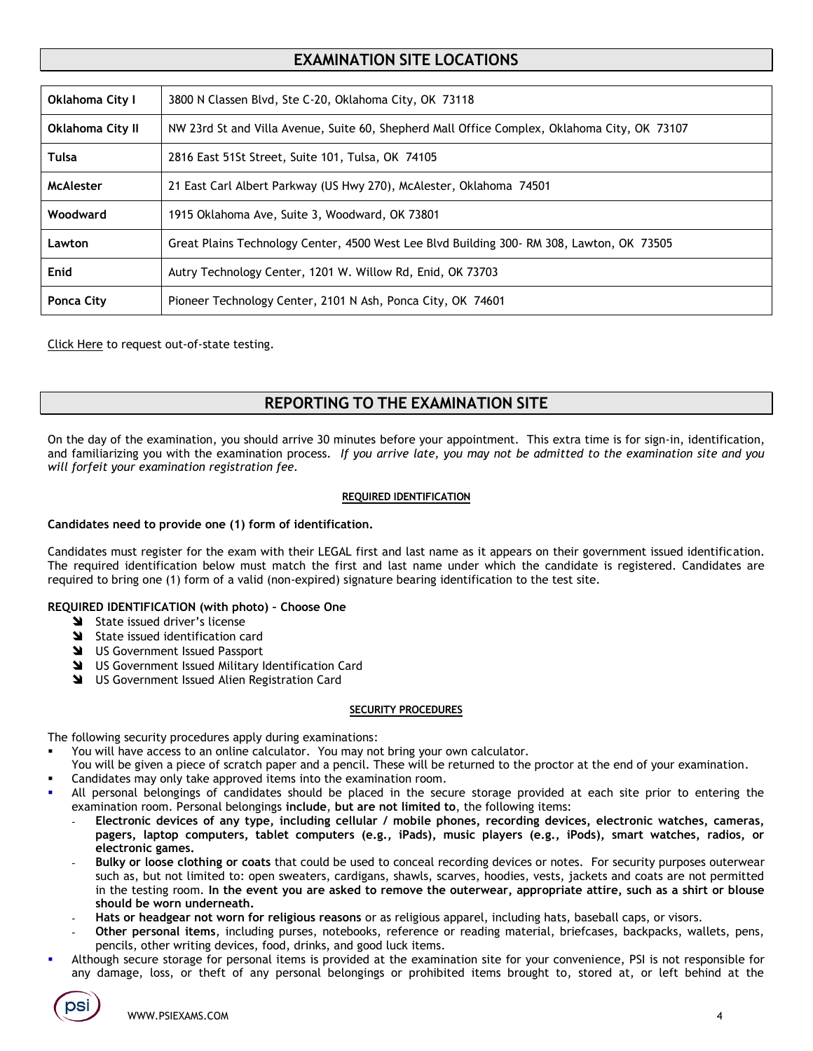## EXAMINATION SITE LOCATIONS

| | |
|---|---|
| **Oklahoma City I** | 3800 N Classen Blvd, Ste C-20, Oklahoma City, OK 73118 |
| **Oklahoma City II** | NW 23rd St and Villa Avenue, Suite 60, Shepherd Mall Office Complex, Oklahoma City, OK 73107 |
| **Tulsa** | 2816 East 51St Street, Suite 101, Tulsa, OK 74105 |
| **McAlester** | 21 East Carl Albert Parkway (US Hwy 270), McAlester, Oklahoma 74501 |
| **Woodward** | 1915 Oklahoma Ave, Suite 3, Woodward, OK 73801 |
| **Lawton** | Great Plains Technology Center, 4500 West Lee Blvd Building 300- RM 308, Lawton, OK 73505 |
| **Enid** | Autry Technology Center, 1201 W. Willow Rd, Enid, OK 73703 |
| **Ponca City** | Pioneer Technology Center, 2101 N Ash, Ponca City, OK 74601 |

Click Here to request out-of-state testing.

## REPORTING TO THE EXAMINATION SITE

On the day of the examination, you should arrive 30 minutes before your appointment. This extra time is for sign-in, identification, and familiarizing you with the examination process. *If you arrive late, you may not be admitted to the examination site and you will forfeit your examination registration fee.*

### REQUIRED IDENTIFICATION

**Candidates need to provide one (1) form of identification.**

Candidates must register for the exam with their LEGAL first and last name as it appears on their government issued identification. The required identification below must match the first and last name under which the candidate is registered. Candidates are required to bring one (1) form of a valid (non-expired) signature bearing identification to the test site.

**REQUIRED IDENTIFICATION (with photo) – Choose One**

- State issued driver's license
- State issued identification card
- US Government Issued Passport
- US Government Issued Military Identification Card
- US Government Issued Alien Registration Card

### SECURITY PROCEDURES

The following security procedures apply during examinations:

- You will have access to an online calculator. You may not bring your own calculator.
  You will be given a piece of scratch paper and a pencil. These will be returned to the proctor at the end of your examination.
- Candidates may only take approved items into the examination room.
- All personal belongings of candidates should be placed in the secure storage provided at each site prior to entering the examination room. Personal belongings **include**, **but are not limited to**, the following items:
  - **Electronic devices of any type, including cellular / mobile phones, recording devices, electronic watches, cameras, pagers, laptop computers, tablet computers (e.g., iPads), music players (e.g., iPods), smart watches, radios, or electronic games.**
  - **Bulky or loose clothing or coats** that could be used to conceal recording devices or notes. For security purposes outerwear such as, but not limited to: open sweaters, cardigans, shawls, scarves, hoodies, vests, jackets and coats are not permitted in the testing room. **In the event you are asked to remove the outerwear, appropriate attire, such as a shirt or blouse should be worn underneath.**
  - **Hats or headgear not worn for religious reasons** or as religious apparel, including hats, baseball caps, or visors.
  - **Other personal items**, including purses, notebooks, reference or reading material, briefcases, backpacks, wallets, pens, pencils, other writing devices, food, drinks, and good luck items.
- Although secure storage for personal items is provided at the examination site for your convenience, PSI is not responsible for any damage, loss, or theft of any personal belongings or prohibited items brought to, stored at, or left behind at the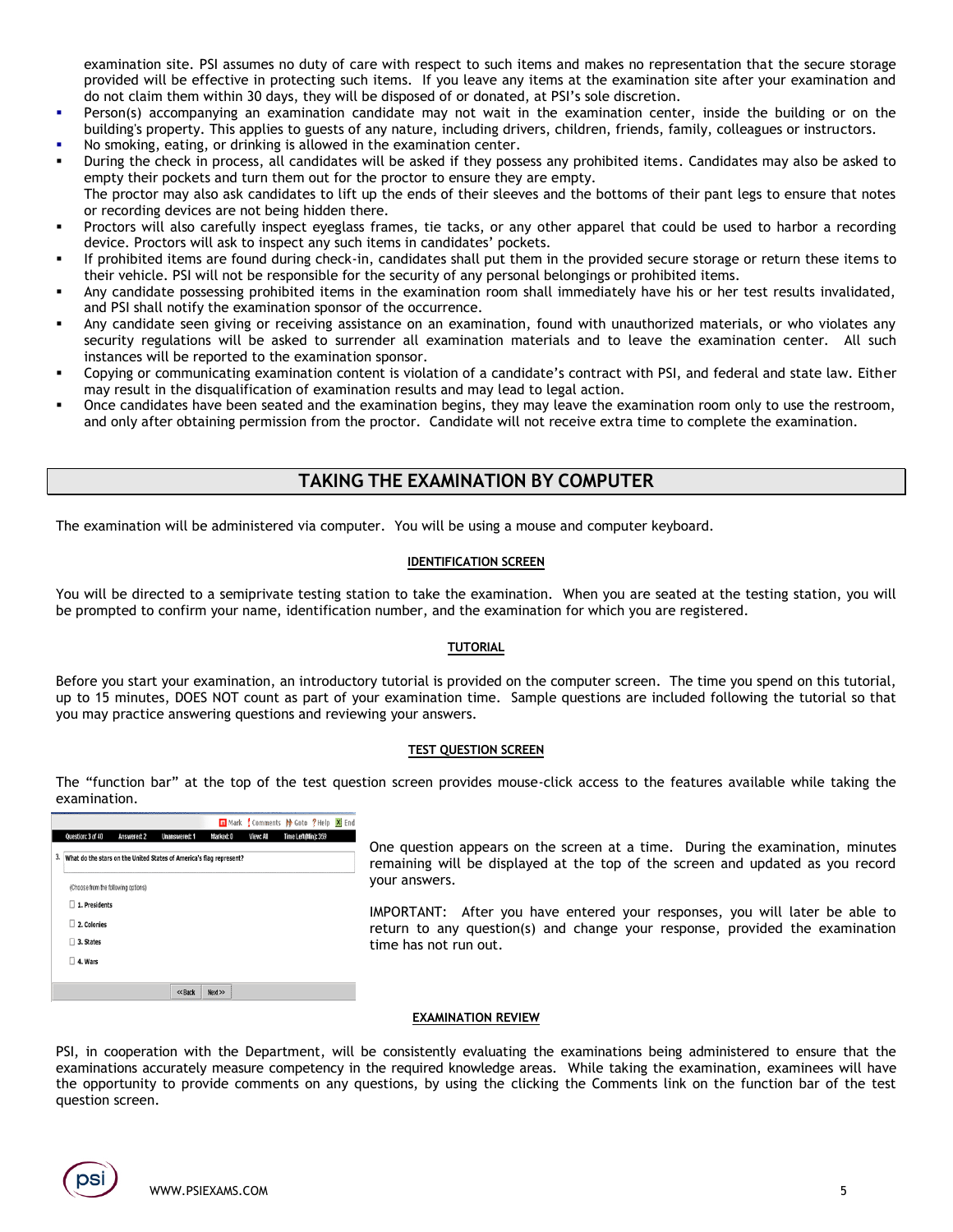examination site. PSI assumes no duty of care with respect to such items and makes no representation that the secure storage provided will be effective in protecting such items. If you leave any items at the examination site after your examination and do not claim them within 30 days, they will be disposed of or donated, at PSI's sole discretion.

- Person(s) accompanying an examination candidate may not wait in the examination center, inside the building or on the building's property. This applies to guests of any nature, including drivers, children, friends, family, colleagues or instructors.
- No smoking, eating, or drinking is allowed in the examination center.
- During the check in process, all candidates will be asked if they possess any prohibited items. Candidates may also be asked to empty their pockets and turn them out for the proctor to ensure they are empty.
  The proctor may also ask candidates to lift up the ends of their sleeves and the bottoms of their pant legs to ensure that notes or recording devices are not being hidden there.
- Proctors will also carefully inspect eyeglass frames, tie tacks, or any other apparel that could be used to harbor a recording device. Proctors will ask to inspect any such items in candidates' pockets.
- If prohibited items are found during check-in, candidates shall put them in the provided secure storage or return these items to their vehicle. PSI will not be responsible for the security of any personal belongings or prohibited items.
- Any candidate possessing prohibited items in the examination room shall immediately have his or her test results invalidated, and PSI shall notify the examination sponsor of the occurrence.
- Any candidate seen giving or receiving assistance on an examination, found with unauthorized materials, or who violates any security regulations will be asked to surrender all examination materials and to leave the examination center. All such instances will be reported to the examination sponsor.
- Copying or communicating examination content is violation of a candidate's contract with PSI, and federal and state law. Either may result in the disqualification of examination results and may lead to legal action.
- Once candidates have been seated and the examination begins, they may leave the examination room only to use the restroom, and only after obtaining permission from the proctor. Candidate will not receive extra time to complete the examination.

## TAKING THE EXAMINATION BY COMPUTER

The examination will be administered via computer. You will be using a mouse and computer keyboard.

### IDENTIFICATION SCREEN

You will be directed to a semiprivate testing station to take the examination. When you are seated at the testing station, you will be prompted to confirm your name, identification number, and the examination for which you are registered.

### TUTORIAL

Before you start your examination, an introductory tutorial is provided on the computer screen. The time you spend on this tutorial, up to 15 minutes, DOES NOT count as part of your examination time. Sample questions are included following the tutorial so that you may practice answering questions and reviewing your answers.

### TEST QUESTION SCREEN

The "function bar" at the top of the test question screen provides mouse-click access to the features available while taking the examination.

One question appears on the screen at a time. During the examination, minutes remaining will be displayed at the top of the screen and updated as you record your answers.

IMPORTANT: After you have entered your responses, you will later be able to return to any question(s) and change your response, provided the examination time has not run out.

### EXAMINATION REVIEW

PSI, in cooperation with the Department, will be consistently evaluating the examinations being administered to ensure that the examinations accurately measure competency in the required knowledge areas. While taking the examination, examinees will have the opportunity to provide comments on any questions, by using the clicking the Comments link on the function bar of the test question screen.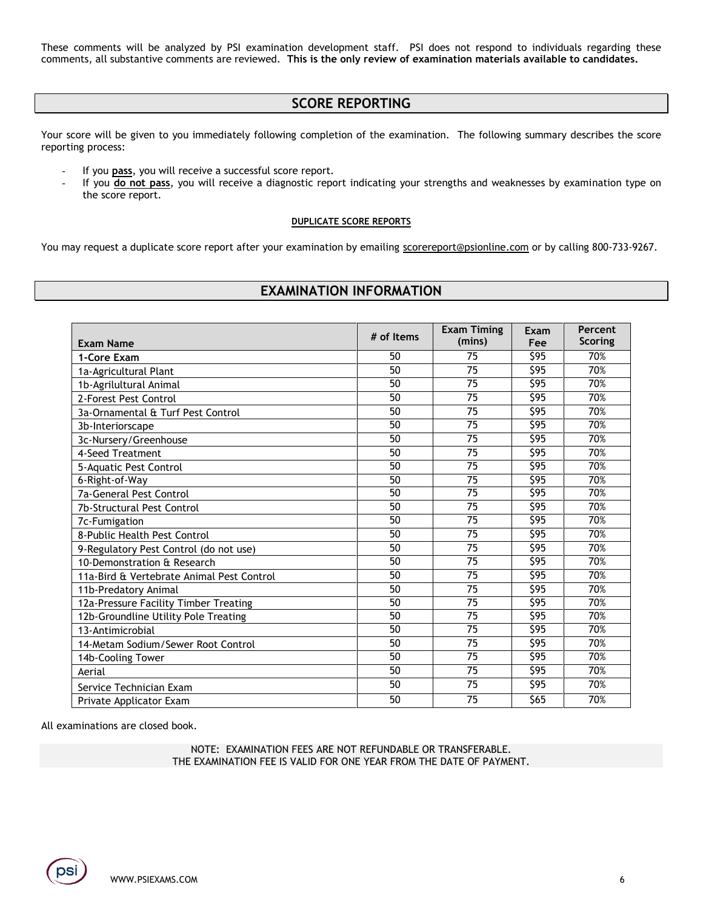These comments will be analyzed by PSI examination development staff. PSI does not respond to individuals regarding these comments, all substantive comments are reviewed. **This is the only review of examination materials available to candidates.**

## SCORE REPORTING

Your score will be given to you immediately following completion of the examination. The following summary describes the score reporting process:

- If you **pass**, you will receive a successful score report.
- If you **do not pass**, you will receive a diagnostic report indicating your strengths and weaknesses by examination type on the score report.

### DUPLICATE SCORE REPORTS

You may request a duplicate score report after your examination by emailing scorereport@psionline.com or by calling 800-733-9267.

## EXAMINATION INFORMATION

| Exam Name | # of Items | Exam Timing (mins) | Exam Fee | Percent Scoring |
|---|---|---|---|---|
| **1-Core Exam** | 50 | 75 | $95 | 70% |
| 1a-Agricultural Plant | 50 | 75 | $95 | 70% |
| 1b-Agrilultural Animal | 50 | 75 | $95 | 70% |
| 2-Forest Pest Control | 50 | 75 | $95 | 70% |
| 3a-Ornamental & Turf Pest Control | 50 | 75 | $95 | 70% |
| 3b-Interiorscape | 50 | 75 | $95 | 70% |
| 3c-Nursery/Greenhouse | 50 | 75 | $95 | 70% |
| 4-Seed Treatment | 50 | 75 | $95 | 70% |
| 5-Aquatic Pest Control | 50 | 75 | $95 | 70% |
| 6-Right-of-Way | 50 | 75 | $95 | 70% |
| 7a-General Pest Control | 50 | 75 | $95 | 70% |
| 7b-Structural Pest Control | 50 | 75 | $95 | 70% |
| 7c-Fumigation | 50 | 75 | $95 | 70% |
| 8-Public Health Pest Control | 50 | 75 | $95 | 70% |
| 9-Regulatory Pest Control (do not use) | 50 | 75 | $95 | 70% |
| 10-Demonstration & Research | 50 | 75 | $95 | 70% |
| 11a-Bird & Vertebrate Animal Pest Control | 50 | 75 | $95 | 70% |
| 11b-Predatory Animal | 50 | 75 | $95 | 70% |
| 12a-Pressure Facility Timber Treating | 50 | 75 | $95 | 70% |
| 12b-Groundline Utility Pole Treating | 50 | 75 | $95 | 70% |
| 13-Antimicrobial | 50 | 75 | $95 | 70% |
| 14-Metam Sodium/Sewer Root Control | 50 | 75 | $95 | 70% |
| 14b-Cooling Tower | 50 | 75 | $95 | 70% |
| Aerial | 50 | 75 | $95 | 70% |
| Service Technician Exam | 50 | 75 | $95 | 70% |
| Private Applicator Exam | 50 | 75 | $65 | 70% |

All examinations are closed book.

NOTE: EXAMINATION FEES ARE NOT REFUNDABLE OR TRANSFERABLE.
THE EXAMINATION FEE IS VALID FOR ONE YEAR FROM THE DATE OF PAYMENT.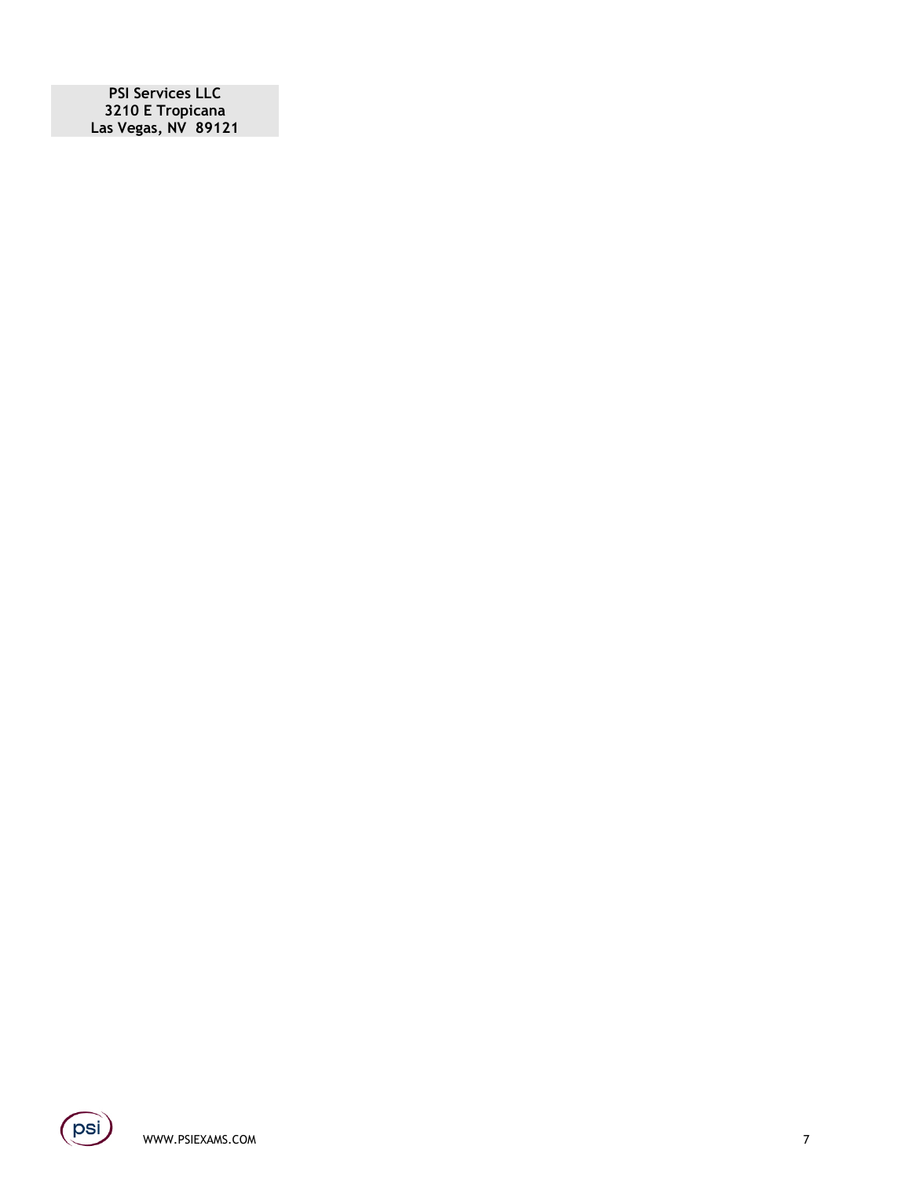**PSI Services LLC**
**3210 E Tropicana**
**Las Vegas, NV 89121**